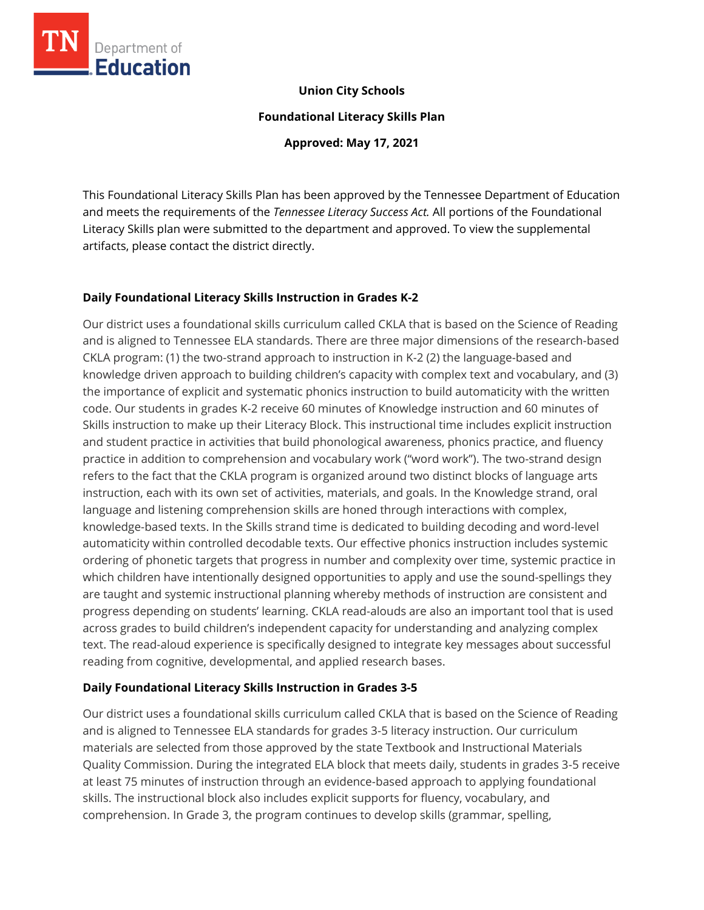Union City Schools

Foundational Literacy Skills Plan

Approved: May 17, 2021

This Foundational Literacy Skills Plan has been approved by the Tennessee Department of Education and meets the requirements of the *Tennessee Literacy Success Act.* All portions of the Foundational Literacy Skills plan were submitted to the department and approved. To view the supplemental artifacts, please contact the district directly.

## Daily Foundational Literacy Skills Instruction in Grades K-2

Our district uses a foundational skills curriculum called CKLA that is based on the Science of Reading and is aligned to Tennessee ELA standards. There are three major dimensions of the research-based CKLA program: (1) the two-strand approach to instruction in K-2 (2) the language-based and knowledge driven approach to building children's capacity with complex text and vocabulary, and (3) the importance of explicit and systematic phonics instruction to build automaticity with the written code. Our students in grades K-2 receive 60 minutes of Knowledge instruction and 60 minutes of Skills instruction to make up their Literacy Block. This instructional time includes explicit instruction and student practice in activities that build phonological awareness, phonics practice, and fluency practice in addition to comprehension and vocabulary work ("word work"). The two-strand design refers to the fact that the CKLA program is organized around two distinct blocks of language arts instruction, each with its own set of activities, materials, and goals. In the Knowledge strand, oral language and listening comprehension skills are honed through interactions with complex, knowledge-based texts. In the Skills strand time is dedicated to building decoding and word-level automaticity within controlled decodable texts. Our effective phonics instruction includes systemic ordering of phonetic targets that progress in number and complexity over time, systemic practice in which children have intentionally designed opportunities to apply and use the sound-spellings they are taught and systemic instructional planning whereby methods of instruction are consistent and progress depending on students' learning. CKLA read-alouds are also an important tool that is used across grades to build children's independent capacity for understanding and analyzing complex text. The read-aloud experience is specifically designed to integrate key messages about successful reading from cognitive, developmental, and applied research bases.

## Daily Foundational Literacy Skills Instruction in Grades 3-5

Our district uses a foundational skills curriculum called CKLA that is based on the Science of Reading and is aligned to Tennessee ELA standards for grades 3-5 literacy instruction. Our curriculum materials are selected from those approved by the state Textbook and Instructional Materials Quality Commission. During the integrated ELA block that meets daily, students in grades 3-5 receive at least 75 minutes of instruction through an evidence-based approach to applying foundational skills. The instructional block also includes explicit supports for fluency, vocabulary, and comprehension. In Grade 3, the program continues to develop skills (grammar, spelling,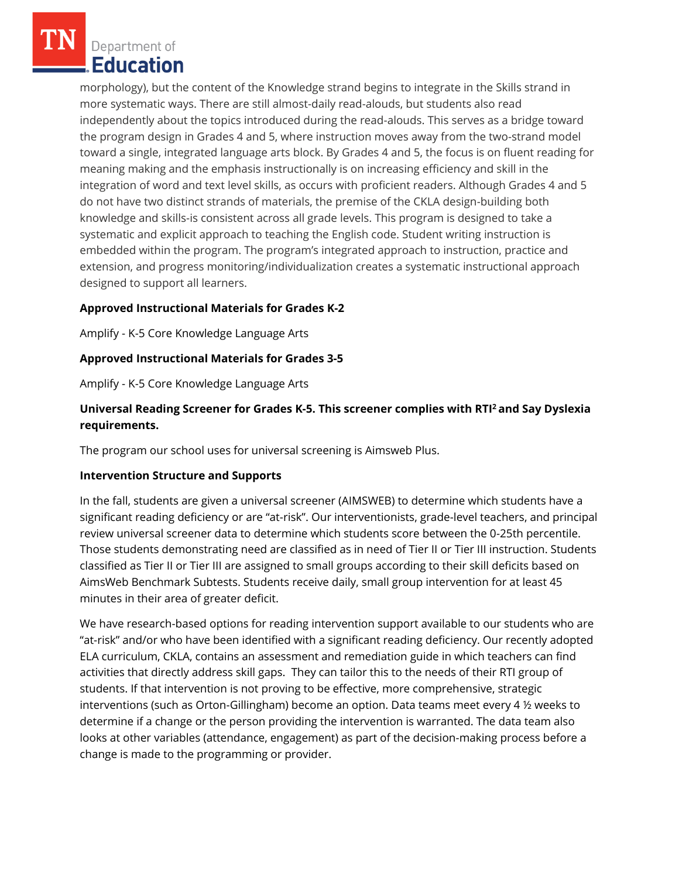morphology), but the content of the Knowledge strand begins to integrate in the Skills strand in more systematic ways. There are still almost-daily read-alouds, but students also read independently about the topics introduced during the read-alouds. This serves as a bridge toward the program design in Grades 4 and 5, where instruction moves away from the two-strand model toward a single, integrated language arts block. By Grades 4 and 5, the focus is on fluent reading for meaning making and the emphasis instructionally is on increasing efficiency and skill in the integration of word and text level skills, as occurs with proficient readers. Although Grades 4 and 5 do not have two distinct strands of materials, the premise of the CKLA design-building both knowledge and skills-is consistent across all grade levels. This program is designed to take a systematic and explicit approach to teaching the English code. Student writing instruction is embedded within the program. The program's integrated approach to instruction, practice and extension, and progress monitoring/individualization creates a systematic instructional approach designed to support all learners.

**Approved Instructional Materials for Grades K-2**

Amplify - K-5 Core Knowledge Language Arts

**Approved Instructional Materials for Grades 3-5**

Amplify - K-5 Core Knowledge Language Arts

**Universal Reading Screener for Grades K-5. This screener complies with RTI² and Say Dyslexia requirements.**

The program our school uses for universal screening is Aimsweb Plus.

**Intervention Structure and Supports**

In the fall, students are given a universal screener (AIMSWEB) to determine which students have a significant reading deficiency or are "at-risk". Our interventionists, grade-level teachers, and principal review universal screener data to determine which students score between the 0-25th percentile. Those students demonstrating need are classified as in need of Tier II or Tier III instruction. Students classified as Tier II or Tier III are assigned to small groups according to their skill deficits based on AimsWeb Benchmark Subtests. Students receive daily, small group intervention for at least 45 minutes in their area of greater deficit.

We have research-based options for reading intervention support available to our students who are "at-risk" and/or who have been identified with a significant reading deficiency. Our recently adopted ELA curriculum, CKLA, contains an assessment and remediation guide in which teachers can find activities that directly address skill gaps. They can tailor this to the needs of their RTI group of students. If that intervention is not proving to be effective, more comprehensive, strategic interventions (such as Orton-Gillingham) become an option. Data teams meet every 4 ½ weeks to determine if a change or the person providing the intervention is warranted. The data team also looks at other variables (attendance, engagement) as part of the decision-making process before a change is made to the programming or provider.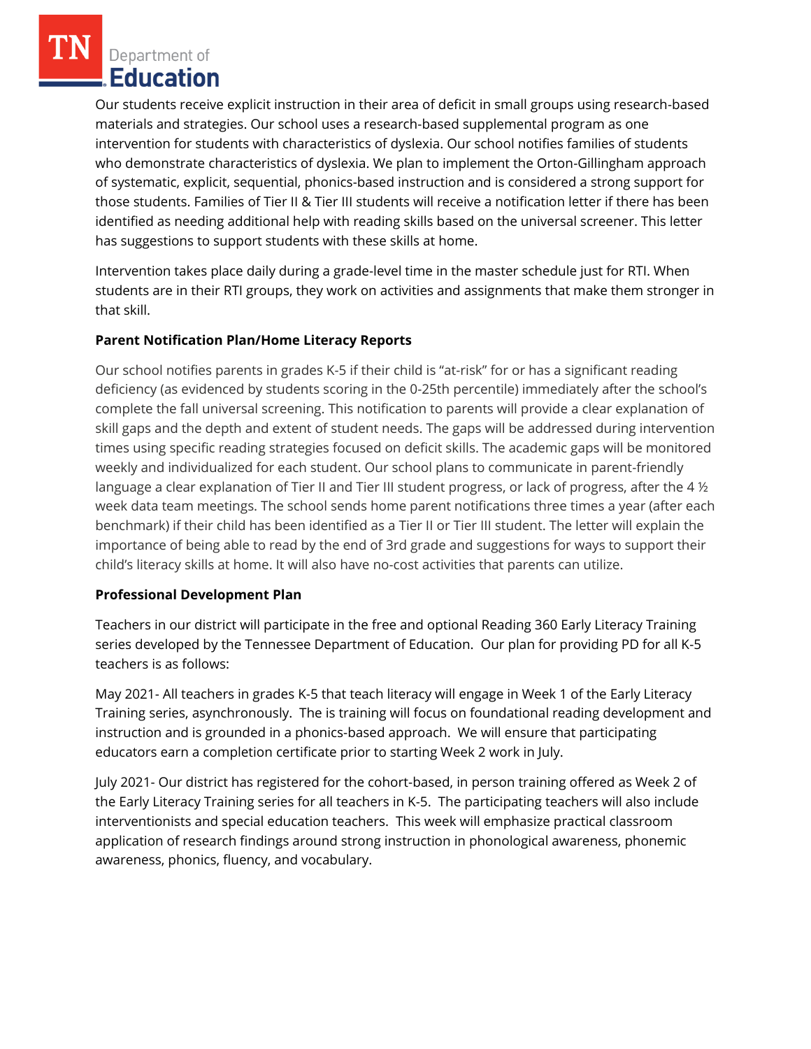Our students receive explicit instruction in their area of deficit in small groups using research-based materials and strategies. Our school uses a research-based supplemental program as one intervention for students with characteristics of dyslexia. Our school notifies families of students who demonstrate characteristics of dyslexia. We plan to implement the Orton-Gillingham approach of systematic, explicit, sequential, phonics-based instruction and is considered a strong support for those students. Families of Tier II & Tier III students will receive a notification letter if there has been identified as needing additional help with reading skills based on the universal screener. This letter has suggestions to support students with these skills at home.

Intervention takes place daily during a grade-level time in the master schedule just for RTI. When students are in their RTI groups, they work on activities and assignments that make them stronger in that skill.

**Parent Notification Plan/Home Literacy Reports**

Our school notifies parents in grades K-5 if their child is "at-risk" for or has a significant reading deficiency (as evidenced by students scoring in the 0-25th percentile) immediately after the school's complete the fall universal screening. This notification to parents will provide a clear explanation of skill gaps and the depth and extent of student needs. The gaps will be addressed during intervention times using specific reading strategies focused on deficit skills. The academic gaps will be monitored weekly and individualized for each student. Our school plans to communicate in parent-friendly language a clear explanation of Tier II and Tier III student progress, or lack of progress, after the 4 ½ week data team meetings. The school sends home parent notifications three times a year (after each benchmark) if their child has been identified as a Tier II or Tier III student. The letter will explain the importance of being able to read by the end of 3rd grade and suggestions for ways to support their child's literacy skills at home. It will also have no-cost activities that parents can utilize.

**Professional Development Plan**

Teachers in our district will participate in the free and optional Reading 360 Early Literacy Training series developed by the Tennessee Department of Education. Our plan for providing PD for all K-5 teachers is as follows:

May 2021- All teachers in grades K-5 that teach literacy will engage in Week 1 of the Early Literacy Training series, asynchronously. The is training will focus on foundational reading development and instruction and is grounded in a phonics-based approach. We will ensure that participating educators earn a completion certificate prior to starting Week 2 work in July.

July 2021- Our district has registered for the cohort-based, in person training offered as Week 2 of the Early Literacy Training series for all teachers in K-5. The participating teachers will also include interventionists and special education teachers. This week will emphasize practical classroom application of research findings around strong instruction in phonological awareness, phonemic awareness, phonics, fluency, and vocabulary.